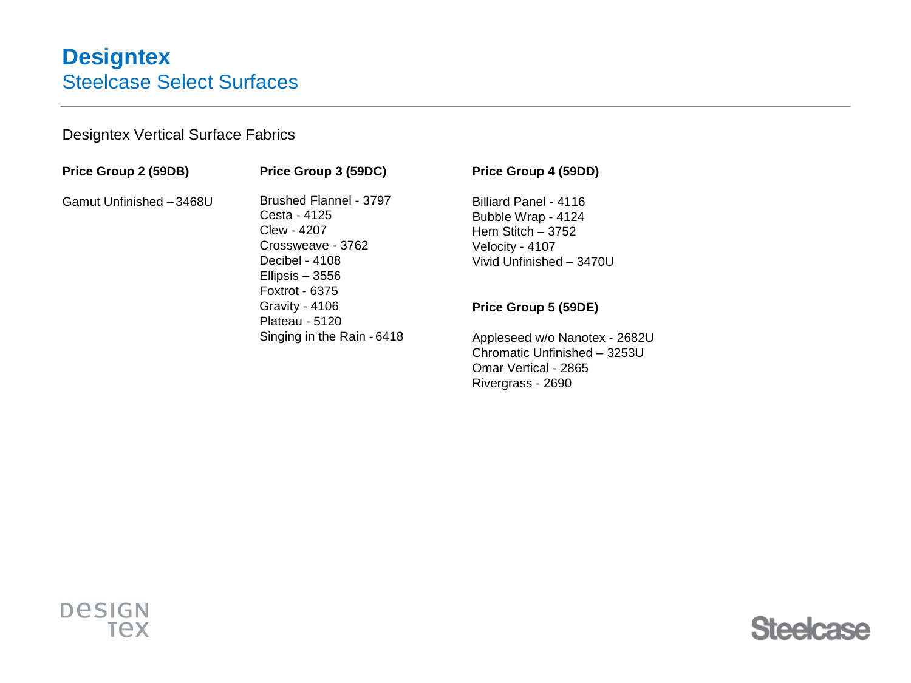# Designtex

## Steelcase Select Surfaces

Designtex Vertical Surface Fabrics

**Price Group 2 (59DB)**

Gamut Unfinished – 3468U

**Price Group 3 (59DC)**

Brushed Flannel - 3797
Cesta - 4125
Clew - 4207
Crossweave - 3762
Decibel - 4108
Ellipsis – 3556
Foxtrot - 6375
Gravity - 4106
Plateau - 5120
Singing in the Rain - 6418

**Price Group 4 (59DD)**

Billiard Panel - 4116
Bubble Wrap - 4124
Hem Stitch – 3752
Velocity - 4107
Vivid Unfinished – 3470U

**Price Group 5 (59DE)**

Appleseed w/o Nanotex - 2682U
Chromatic Unfinished – 3253U
Omar Vertical - 2865
Rivergrass - 2690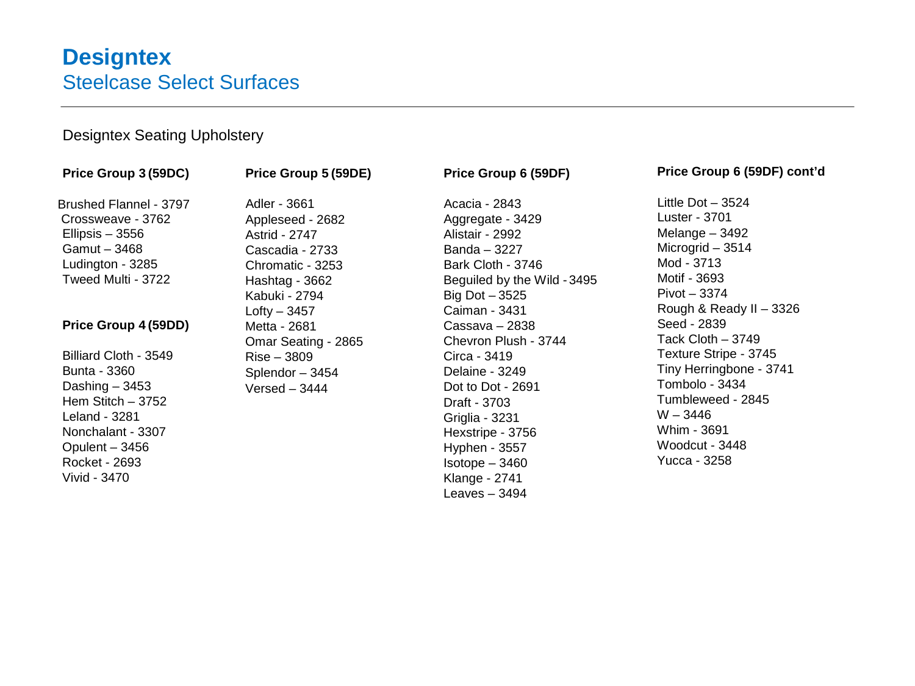# Designtex

## Steelcase Select Surfaces

Designtex Seating Upholstery

**Price Group 3 (59DC)**

Brushed Flannel - 3797
Crossweave - 3762
Ellipsis – 3556
Gamut – 3468
Ludington - 3285
Tweed Multi - 3722

**Price Group 4 (59DD)**

Billiard Cloth - 3549
Bunta - 3360
Dashing – 3453
Hem Stitch – 3752
Leland - 3281
Nonchalant - 3307
Opulent – 3456
Rocket - 2693
Vivid - 3470

**Price Group 5 (59DE)**

Adler - 3661
Appleseed - 2682
Astrid - 2747
Cascadia - 2733
Chromatic - 3253
Hashtag - 3662
Kabuki - 2794
Lofty – 3457
Metta - 2681
Omar Seating - 2865
Rise – 3809
Splendor – 3454
Versed – 3444

**Price Group 6 (59DF)**

Acacia - 2843
Aggregate - 3429
Alistair - 2992
Banda – 3227
Bark Cloth - 3746
Beguiled by the Wild - 3495
Big Dot – 3525
Caiman - 3431
Cassava – 2838
Chevron Plush - 3744
Circa - 3419
Delaine - 3249
Dot to Dot - 2691
Draft - 3703
Griglia - 3231
Hexstripe - 3756
Hyphen - 3557
Isotope – 3460
Klange - 2741
Leaves – 3494

**Price Group 6 (59DF) cont'd**

Little Dot – 3524
Luster - 3701
Melange – 3492
Microgrid – 3514
Mod - 3713
Motif - 3693
Pivot – 3374
Rough & Ready II – 3326
Seed - 2839
Tack Cloth – 3749
Texture Stripe - 3745
Tiny Herringbone - 3741
Tombolo - 3434
Tumbleweed - 2845
W – 3446
Whim - 3691
Woodcut - 3448
Yucca - 3258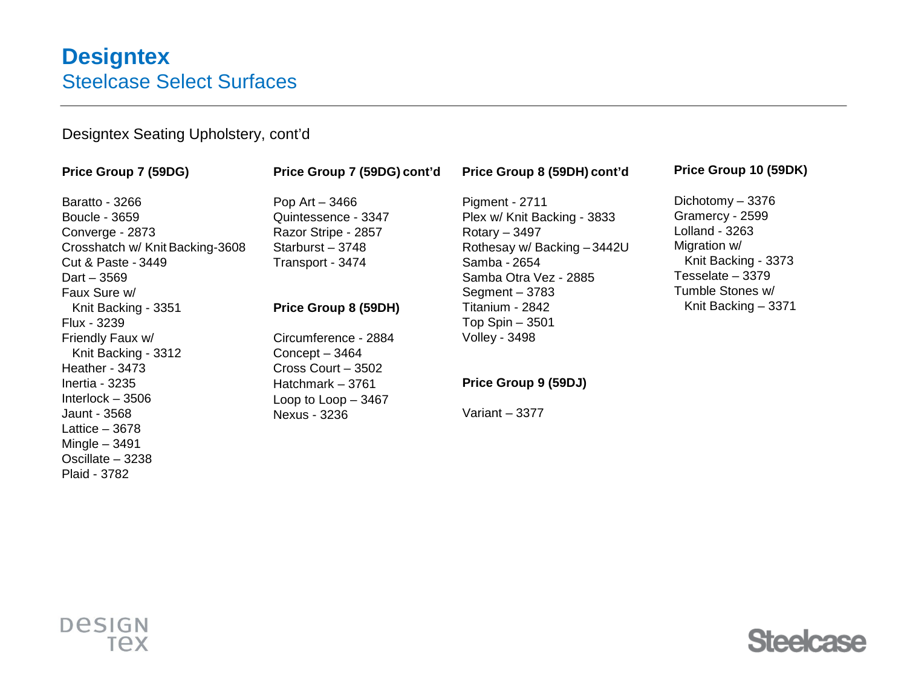# Designtex

## Steelcase Select Surfaces

Designtex Seating Upholstery, cont'd

**Price Group 7 (59DG)**

Baratto - 3266
Boucle - 3659
Converge - 2873
Crosshatch w/ Knit Backing-3608
Cut & Paste - 3449
Dart – 3569
Faux Sure w/
  Knit Backing - 3351
Flux - 3239
Friendly Faux w/
  Knit Backing - 3312
Heather - 3473
Inertia - 3235
Interlock – 3506
Jaunt - 3568
Lattice – 3678
Mingle – 3491
Oscillate – 3238
Plaid - 3782

**Price Group 7 (59DG) cont'd**

Pop Art – 3466
Quintessence - 3347
Razor Stripe - 2857
Starburst – 3748
Transport - 3474

**Price Group 8 (59DH)**

Circumference - 2884
Concept – 3464
Cross Court – 3502
Hatchmark – 3761
Loop to Loop – 3467
Nexus - 3236

**Price Group 8 (59DH) cont'd**

Pigment - 2711
Plex w/ Knit Backing - 3833
Rotary – 3497
Rothesay w/ Backing – 3442U
Samba - 2654
Samba Otra Vez - 2885
Segment – 3783
Titanium - 2842
Top Spin – 3501
Volley - 3498

**Price Group 9 (59DJ)**

Variant – 3377

**Price Group 10 (59DK)**

Dichotomy – 3376
Gramercy - 2599
Lolland - 3263
Migration w/
  Knit Backing - 3373
Tesselate – 3379
Tumble Stones w/
  Knit Backing – 3371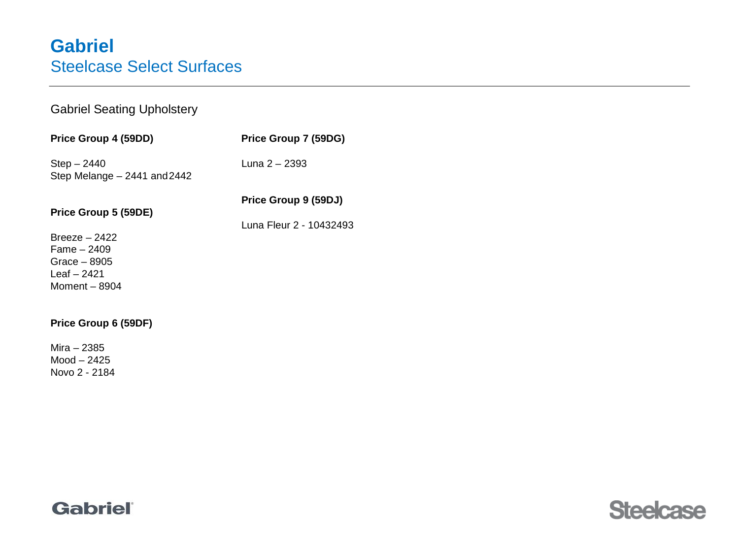# Gabriel

## Steelcase Select Surfaces

Gabriel Seating Upholstery

**Price Group 4 (59DD)**

Step – 2440
Step Melange – 2441 and 2442

**Price Group 5 (59DE)**

Breeze – 2422
Fame – 2409
Grace – 8905
Leaf – 2421
Moment – 8904

**Price Group 6 (59DF)**

Mira – 2385
Mood – 2425
Novo 2 - 2184

**Price Group 7 (59DG)**

Luna 2 – 2393

**Price Group 9 (59DJ)**

Luna Fleur 2 - 10432493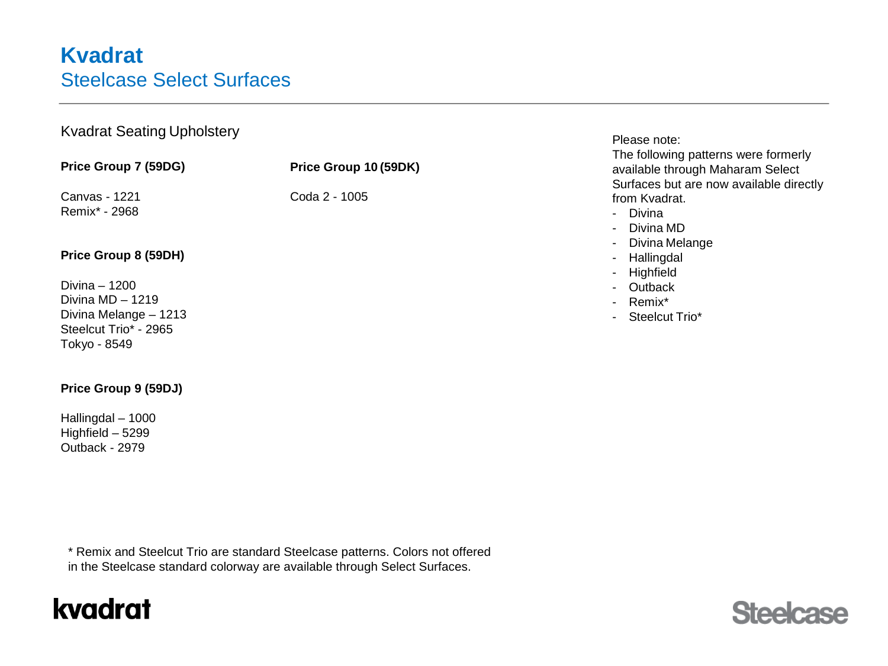# Kvadrat

## Steelcase Select Surfaces

### Kvadrat Seating Upholstery

**Price Group 7 (59DG)**

Canvas - 1221
Remix* - 2968

**Price Group 8 (59DH)**

Divina – 1200
Divina MD – 1219
Divina Melange – 1213
Steelcut Trio* - 2965
Tokyo - 8549

**Price Group 9 (59DJ)**

Hallingdal – 1000
Highfield – 5299
Outback - 2979

**Price Group 10 (59DK)**

Coda 2 - 1005

Please note:
The following patterns were formerly available through Maharam Select Surfaces but are now available directly from Kvadrat.

- Divina
- Divina MD
- Divina Melange
- Hallingdal
- Highfield
- Outback
- Remix*
- Steelcut Trio*

* Remix and Steelcut Trio are standard Steelcase patterns. Colors not offered in the Steelcase standard colorway are available through Select Surfaces.

kvadrat

Steelcase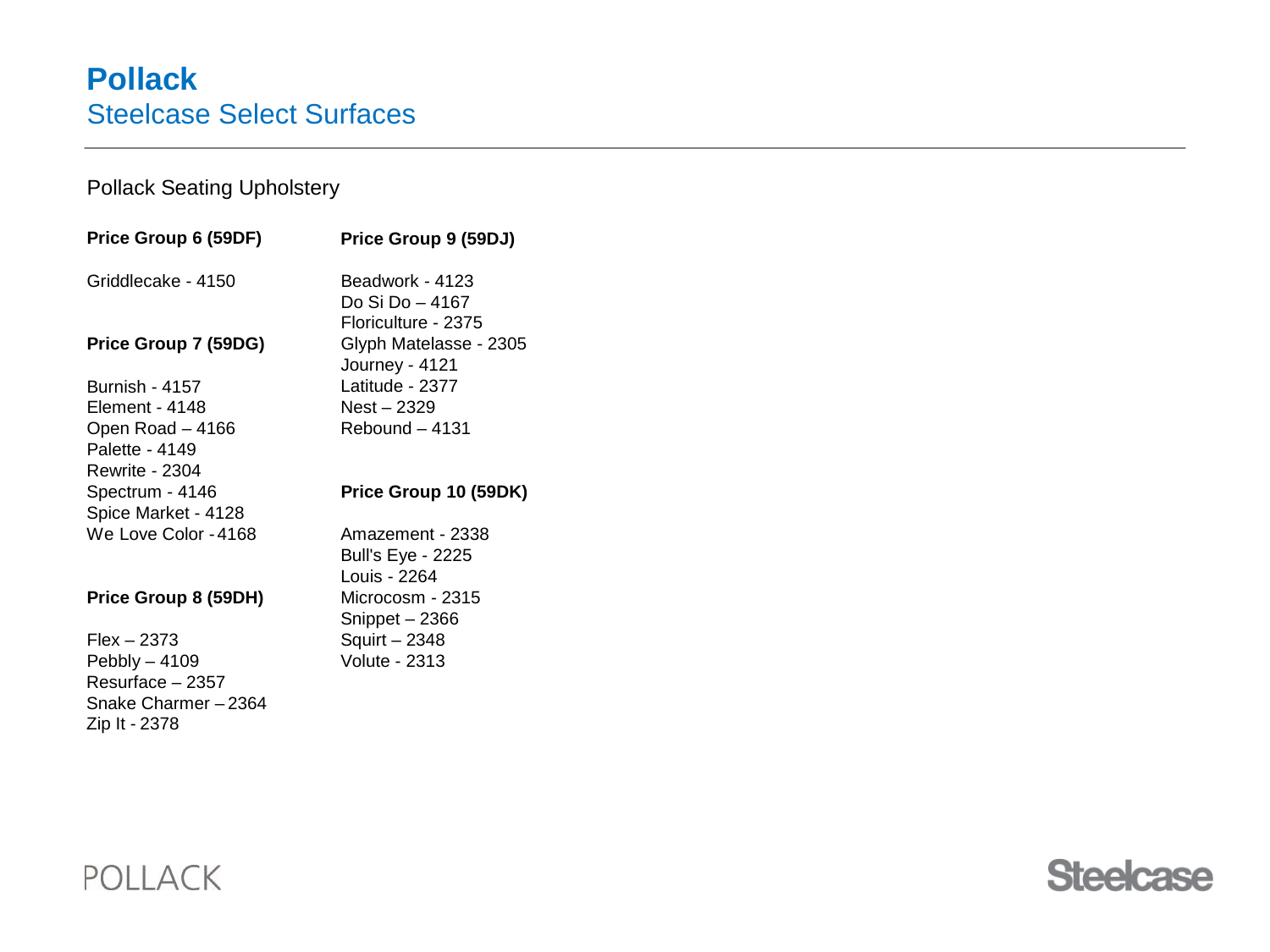# Pollack

## Steelcase Select Surfaces

Pollack Seating Upholstery

**Price Group 6 (59DF)**

Griddlecake - 4150

**Price Group 7 (59DG)**

Burnish - 4157
Element - 4148
Open Road – 4166
Palette - 4149
Rewrite - 2304
Spectrum - 4146
Spice Market - 4128
We Love Color - 4168

**Price Group 8 (59DH)**

Flex – 2373
Pebbly – 4109
Resurface – 2357
Snake Charmer – 2364
Zip It - 2378

**Price Group 9 (59DJ)**

Beadwork - 4123
Do Si Do – 4167
Floriculture - 2375
Glyph Matelasse - 2305
Journey - 4121
Latitude - 2377
Nest – 2329
Rebound – 4131

**Price Group 10 (59DK)**

Amazement - 2338
Bull's Eye - 2225
Louis - 2264
Microcosm - 2315
Snippet – 2366
Squirt – 2348
Volute - 2313